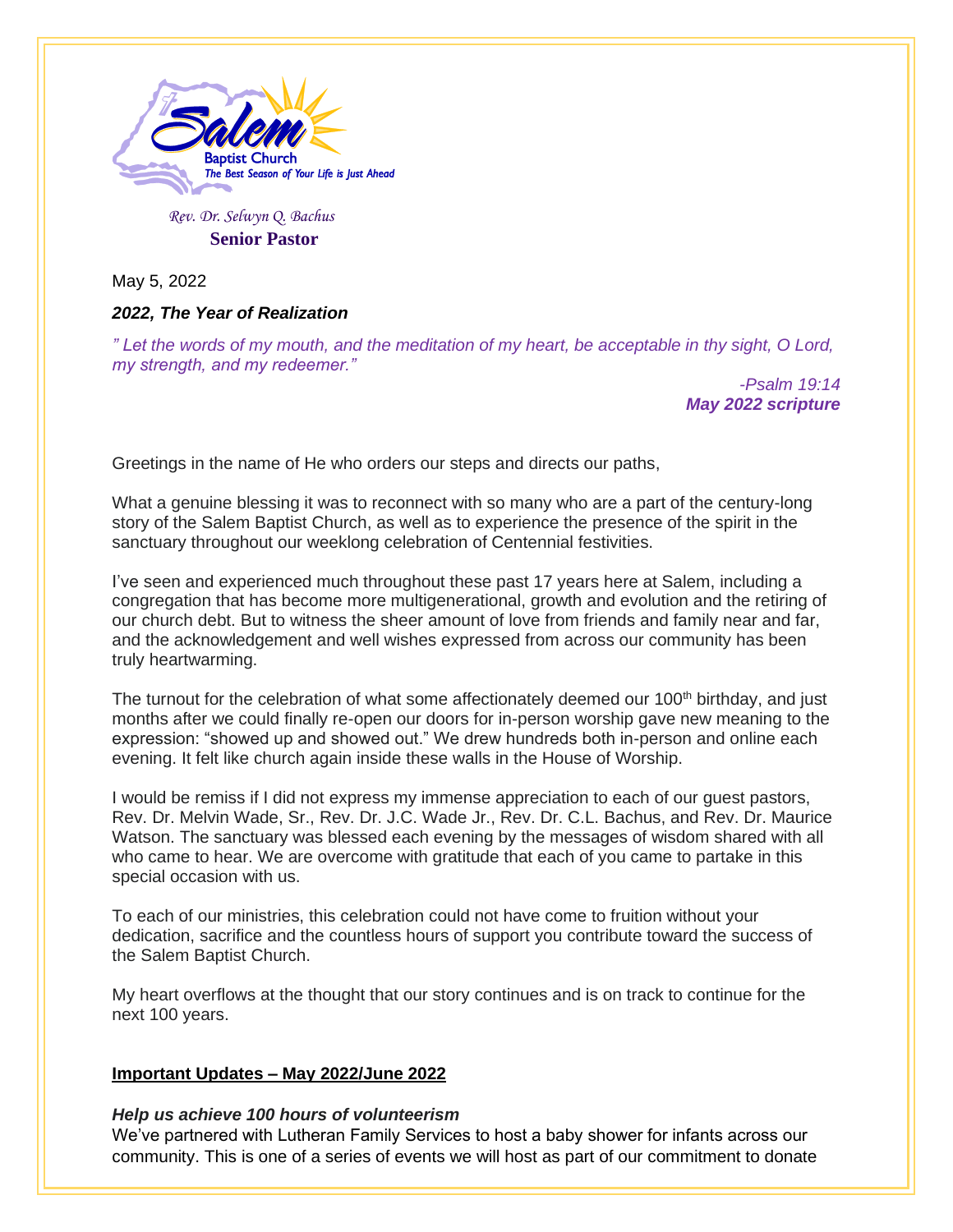**Salem** Baptist Church
*The Best Season of Your Life is Just Ahead*

*Rev. Dr. Selwyn Q. Bachus*
**Senior Pastor**

May 5, 2022

***2022, The Year of Realization***

*" Let the words of my mouth, and the meditation of my heart, be acceptable in thy sight, O Lord, my strength, and my redeemer."*

*-Psalm 19:14*
***May 2022 scripture***

Greetings in the name of He who orders our steps and directs our paths,

What a genuine blessing it was to reconnect with so many who are a part of the century-long story of the Salem Baptist Church, as well as to experience the presence of the spirit in the sanctuary throughout our weeklong celebration of Centennial festivities.

I've seen and experienced much throughout these past 17 years here at Salem, including a congregation that has become more multigenerational, growth and evolution and the retiring of our church debt. But to witness the sheer amount of love from friends and family near and far, and the acknowledgement and well wishes expressed from across our community has been truly heartwarming.

The turnout for the celebration of what some affectionately deemed our 100th birthday, and just months after we could finally re-open our doors for in-person worship gave new meaning to the expression: "showed up and showed out." We drew hundreds both in-person and online each evening. It felt like church again inside these walls in the House of Worship.

I would be remiss if I did not express my immense appreciation to each of our guest pastors, Rev. Dr. Melvin Wade, Sr., Rev. Dr. J.C. Wade Jr., Rev. Dr. C.L. Bachus, and Rev. Dr. Maurice Watson. The sanctuary was blessed each evening by the messages of wisdom shared with all who came to hear. We are overcome with gratitude that each of you came to partake in this special occasion with us.

To each of our ministries, this celebration could not have come to fruition without your dedication, sacrifice and the countless hours of support you contribute toward the success of the Salem Baptist Church.

My heart overflows at the thought that our story continues and is on track to continue for the next 100 years.

**Important Updates – May 2022/June 2022**

***Help us achieve 100 hours of volunteerism***

We've partnered with Lutheran Family Services to host a baby shower for infants across our community. This is one of a series of events we will host as part of our commitment to donate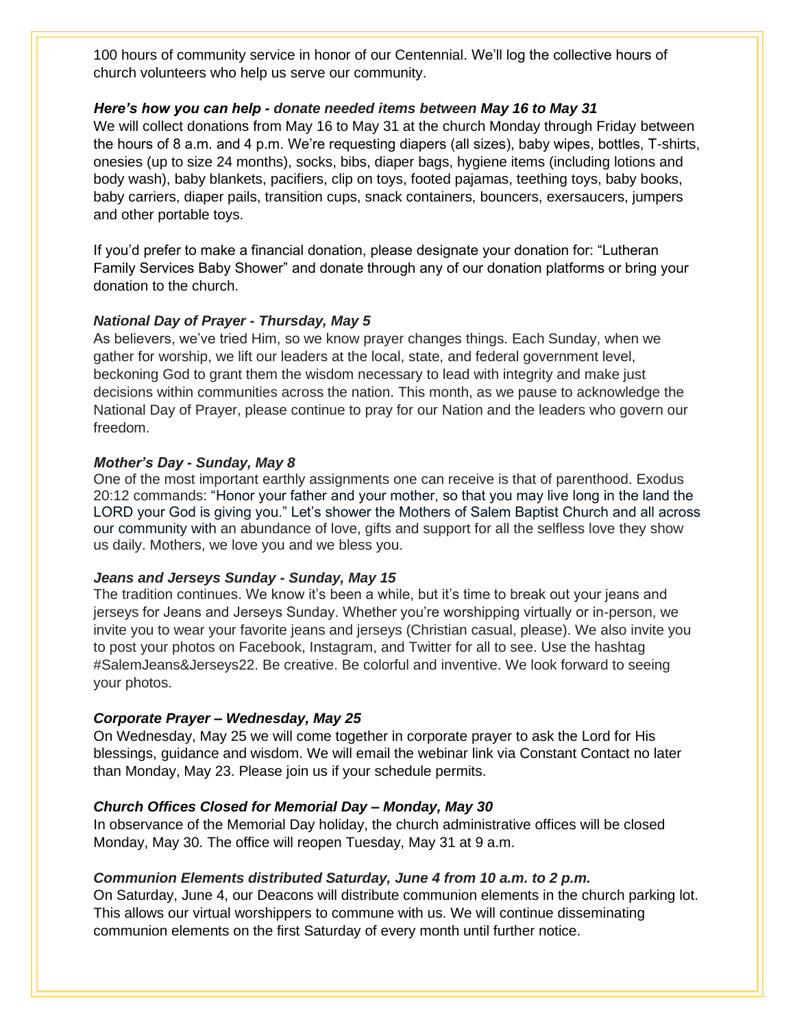100 hours of community service in honor of our Centennial. We'll log the collective hours of church volunteers who help us serve our community.

***Here's how you can help - donate needed items between May 16 to May 31***

We will collect donations from May 16 to May 31 at the church Monday through Friday between the hours of 8 a.m. and 4 p.m. We're requesting diapers (all sizes), baby wipes, bottles, T-shirts, onesies (up to size 24 months), socks, bibs, diaper bags, hygiene items (including lotions and body wash), baby blankets, pacifiers, clip on toys, footed pajamas, teething toys, baby books, baby carriers, diaper pails, transition cups, snack containers, bouncers, exersaucers, jumpers and other portable toys.

If you'd prefer to make a financial donation, please designate your donation for: "Lutheran Family Services Baby Shower" and donate through any of our donation platforms or bring your donation to the church.

***National Day of Prayer - Thursday, May 5***

As believers, we've tried Him, so we know prayer changes things. Each Sunday, when we gather for worship, we lift our leaders at the local, state, and federal government level, beckoning God to grant them the wisdom necessary to lead with integrity and make just decisions within communities across the nation. This month, as we pause to acknowledge the National Day of Prayer, please continue to pray for our Nation and the leaders who govern our freedom.

***Mother's Day - Sunday, May 8***

One of the most important earthly assignments one can receive is that of parenthood. Exodus 20:12 commands: "Honor your father and your mother, so that you may live long in the land the LORD your God is giving you." Let's shower the Mothers of Salem Baptist Church and all across our community with an abundance of love, gifts and support for all the selfless love they show us daily. Mothers, we love you and we bless you.

***Jeans and Jerseys Sunday - Sunday, May 15***

The tradition continues. We know it's been a while, but it's time to break out your jeans and jerseys for Jeans and Jerseys Sunday. Whether you're worshipping virtually or in-person, we invite you to wear your favorite jeans and jerseys (Christian casual, please). We also invite you to post your photos on Facebook, Instagram, and Twitter for all to see. Use the hashtag #SalemJeans&Jerseys22. Be creative. Be colorful and inventive. We look forward to seeing your photos.

***Corporate Prayer – Wednesday, May 25***

On Wednesday, May 25 we will come together in corporate prayer to ask the Lord for His blessings, guidance and wisdom. We will email the webinar link via Constant Contact no later than Monday, May 23. Please join us if your schedule permits.

***Church Offices Closed for Memorial Day – Monday, May 30***

In observance of the Memorial Day holiday, the church administrative offices will be closed Monday, May 30. The office will reopen Tuesday, May 31 at 9 a.m.

***Communion Elements distributed Saturday, June 4 from 10 a.m. to 2 p.m.***

On Saturday, June 4, our Deacons will distribute communion elements in the church parking lot. This allows our virtual worshippers to commune with us. We will continue disseminating communion elements on the first Saturday of every month until further notice.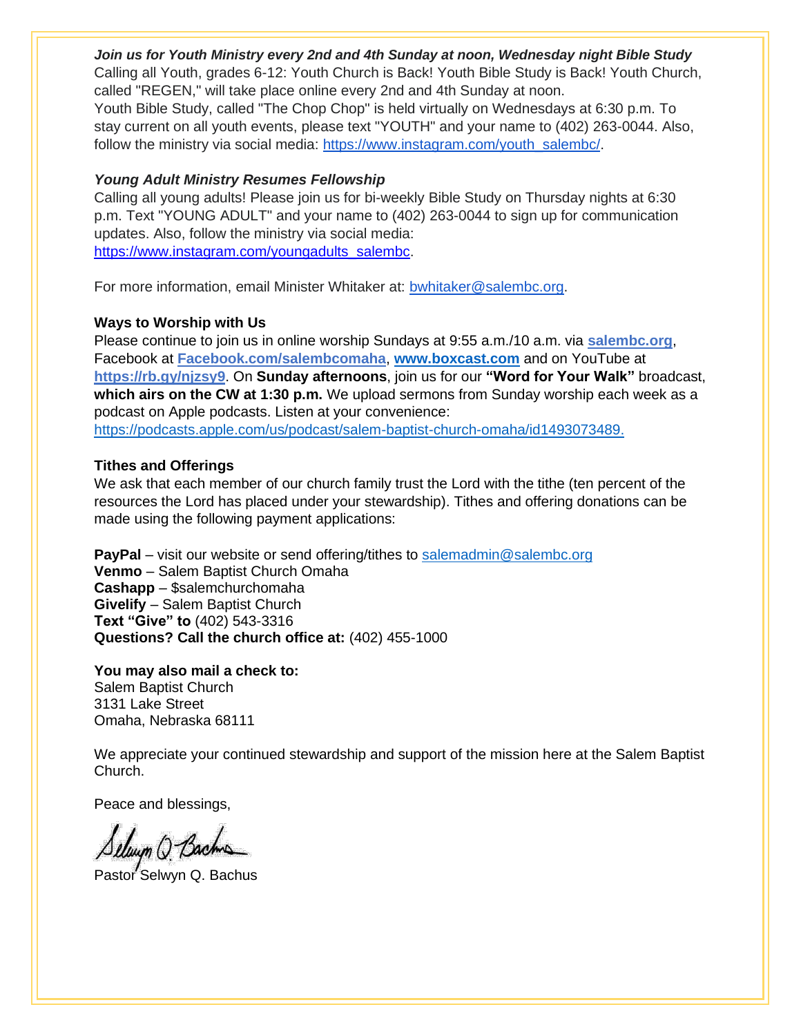***Join us for Youth Ministry every 2nd and 4th Sunday at noon, Wednesday night Bible Study***
Calling all Youth, grades 6-12: Youth Church is Back! Youth Bible Study is Back! Youth Church, called "REGEN," will take place online every 2nd and 4th Sunday at noon.
Youth Bible Study, called "The Chop Chop" is held virtually on Wednesdays at 6:30 p.m. To stay current on all youth events, please text "YOUTH" and your name to (402) 263-0044. Also, follow the ministry via social media: https://www.instagram.com/youth_salembc/.

***Young Adult Ministry Resumes Fellowship***
Calling all young adults! Please join us for bi-weekly Bible Study on Thursday nights at 6:30 p.m. Text "YOUNG ADULT" and your name to (402) 263-0044 to sign up for communication updates. Also, follow the ministry via social media:
https://www.instagram.com/youngadults_salembc.

For more information, email Minister Whitaker at: bwhitaker@salembc.org.

**Ways to Worship with Us**
Please continue to join us in online worship Sundays at 9:55 a.m./10 a.m. via **salembc.org**, Facebook at **Facebook.com/salembcomaha**, **www.boxcast.com** and on YouTube at **https://rb.gy/njzsy9**. On **Sunday afternoons**, join us for our **"Word for Your Walk"** broadcast, **which airs on the CW at 1:30 p.m.** We upload sermons from Sunday worship each week as a podcast on Apple podcasts. Listen at your convenience:
https://podcasts.apple.com/us/podcast/salem-baptist-church-omaha/id1493073489.

**Tithes and Offerings**
We ask that each member of our church family trust the Lord with the tithe (ten percent of the resources the Lord has placed under your stewardship). Tithes and offering donations can be made using the following payment applications:

**PayPal** – visit our website or send offering/tithes to salemadmin@salembc.org
**Venmo** – Salem Baptist Church Omaha
**Cashapp** – $salemchurchomaha
**Givelify** – Salem Baptist Church
**Text "Give" to** (402) 543-3316
**Questions? Call the church office at:** (402) 455-1000

**You may also mail a check to:**
Salem Baptist Church
3131 Lake Street
Omaha, Nebraska 68111

We appreciate your continued stewardship and support of the mission here at the Salem Baptist Church.

Peace and blessings,

Selwyn Q. Bachus
Pastor Selwyn Q. Bachus